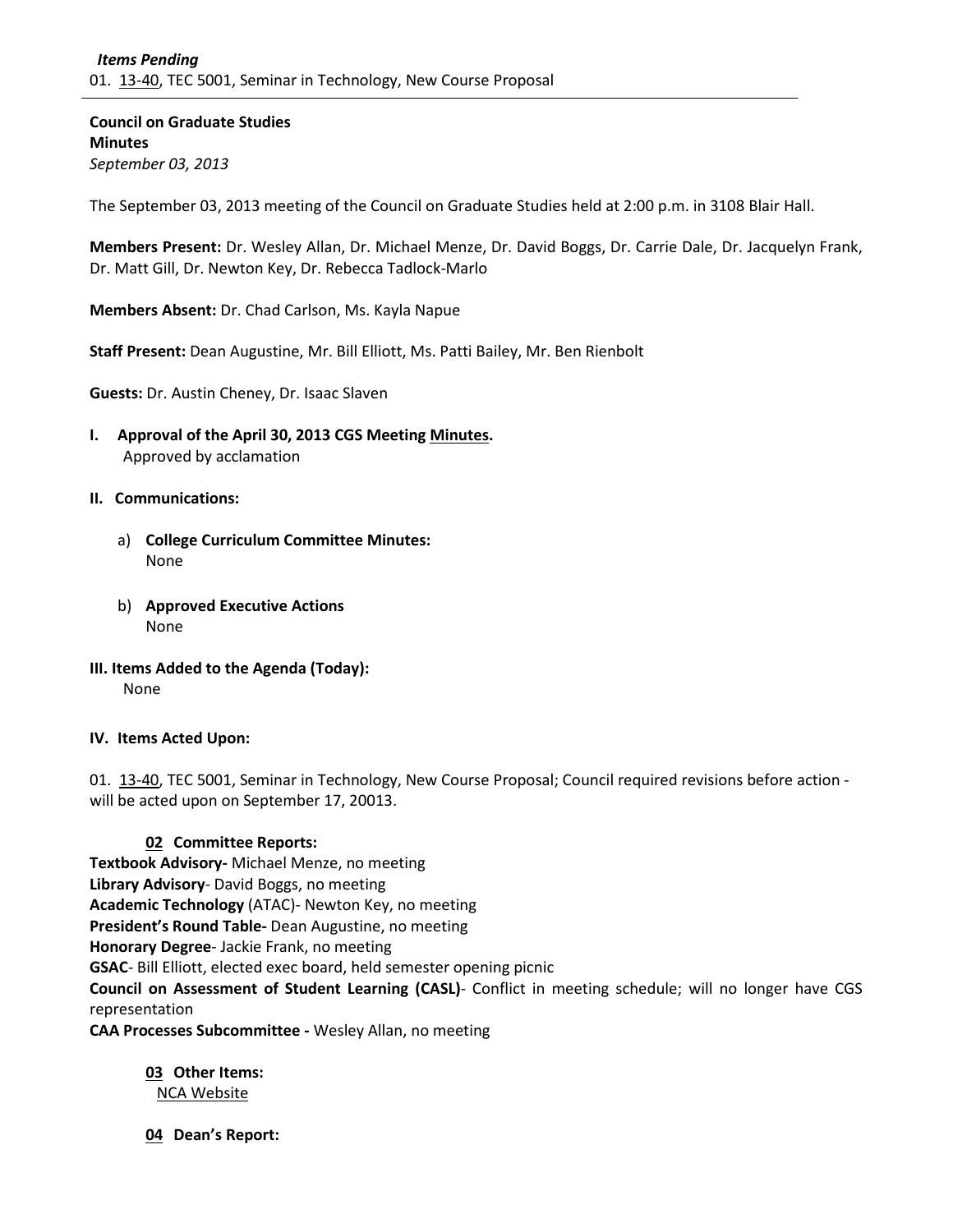***Items Pending***
01. 13-40, TEC 5001, Seminar in Technology, New Course Proposal

---

**Council on Graduate Studies**
**Minutes**
*September 03, 2013*

The September 03, 2013 meeting of the Council on Graduate Studies held at 2:00 p.m. in 3108 Blair Hall.

**Members Present:** Dr. Wesley Allan, Dr. Michael Menze, Dr. David Boggs, Dr. Carrie Dale, Dr. Jacquelyn Frank, Dr. Matt Gill, Dr. Newton Key, Dr. Rebecca Tadlock-Marlo

**Members Absent:** Dr. Chad Carlson, Ms. Kayla Napue

**Staff Present:** Dean Augustine, Mr. Bill Elliott, Ms. Patti Bailey, Mr. Ben Rienbolt

**Guests:** Dr. Austin Cheney, Dr. Isaac Slaven

**I. Approval of the April 30, 2013 CGS Meeting Minutes.**
Approved by acclamation

**II. Communications:**

a) **College Curriculum Committee Minutes:**
None

b) **Approved Executive Actions**
None

**III. Items Added to the Agenda (Today):**
None

**IV. Items Acted Upon:**

01. 13-40, TEC 5001, Seminar in Technology, New Course Proposal; Council required revisions before action - will be acted upon on September 17, 20013.

**02 Committee Reports:**
**Textbook Advisory-** Michael Menze, no meeting
**Library Advisory**- David Boggs, no meeting
**Academic Technology** (ATAC)- Newton Key, no meeting
**President's Round Table-** Dean Augustine, no meeting
**Honorary Degree**- Jackie Frank, no meeting
**GSAC**- Bill Elliott, elected exec board, held semester opening picnic
**Council on Assessment of Student Learning (CASL)**- Conflict in meeting schedule; will no longer have CGS representation
**CAA Processes Subcommittee -** Wesley Allan, no meeting

**03 Other Items:**
NCA Website

**04 Dean's Report:**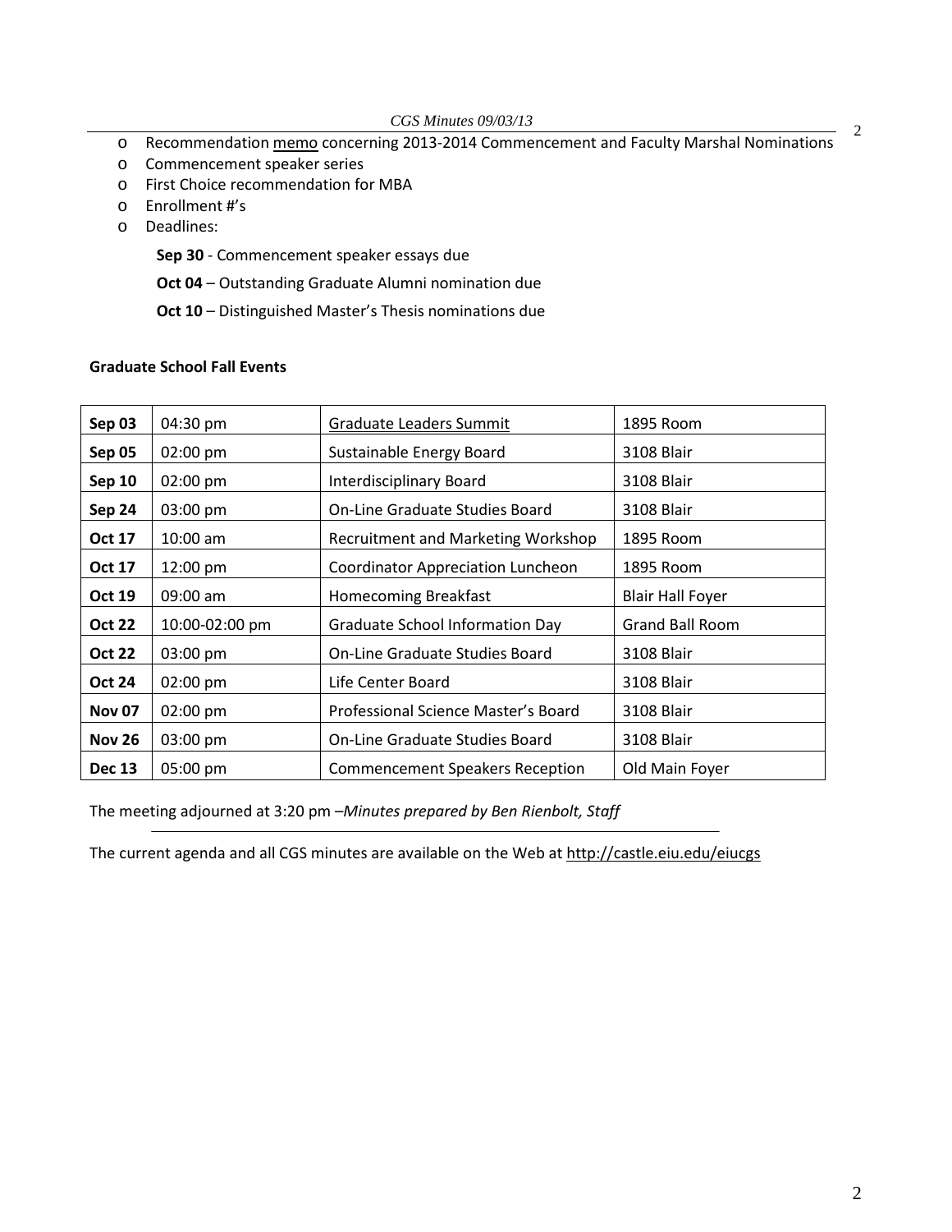- Recommendation memo concerning 2013-2014 Commencement and Faculty Marshal Nominations
- Commencement speaker series
- First Choice recommendation for MBA
- Enrollment #'s
- Deadlines:

  **Sep 30** - Commencement speaker essays due

  **Oct 04** – Outstanding Graduate Alumni nomination due

  **Oct 10** – Distinguished Master's Thesis nominations due

**Graduate School Fall Events**

| | | | |
|---|---|---|---|
| **Sep 03** | 04:30 pm | Graduate Leaders Summit | 1895 Room |
| **Sep 05** | 02:00 pm | Sustainable Energy Board | 3108 Blair |
| **Sep 10** | 02:00 pm | Interdisciplinary Board | 3108 Blair |
| **Sep 24** | 03:00 pm | On-Line Graduate Studies Board | 3108 Blair |
| **Oct 17** | 10:00 am | Recruitment and Marketing Workshop | 1895 Room |
| **Oct 17** | 12:00 pm | Coordinator Appreciation Luncheon | 1895 Room |
| **Oct 19** | 09:00 am | Homecoming Breakfast | Blair Hall Foyer |
| **Oct 22** | 10:00-02:00 pm | Graduate School Information Day | Grand Ball Room |
| **Oct 22** | 03:00 pm | On-Line Graduate Studies Board | 3108 Blair |
| **Oct 24** | 02:00 pm | Life Center Board | 3108 Blair |
| **Nov 07** | 02:00 pm | Professional Science Master's Board | 3108 Blair |
| **Nov 26** | 03:00 pm | On-Line Graduate Studies Board | 3108 Blair |
| **Dec 13** | 05:00 pm | Commencement Speakers Reception | Old Main Foyer |

The meeting adjourned at 3:20 pm –*Minutes prepared by Ben Rienbolt, Staff*

---

The current agenda and all CGS minutes are available on the Web at http://castle.eiu.edu/eiucgs